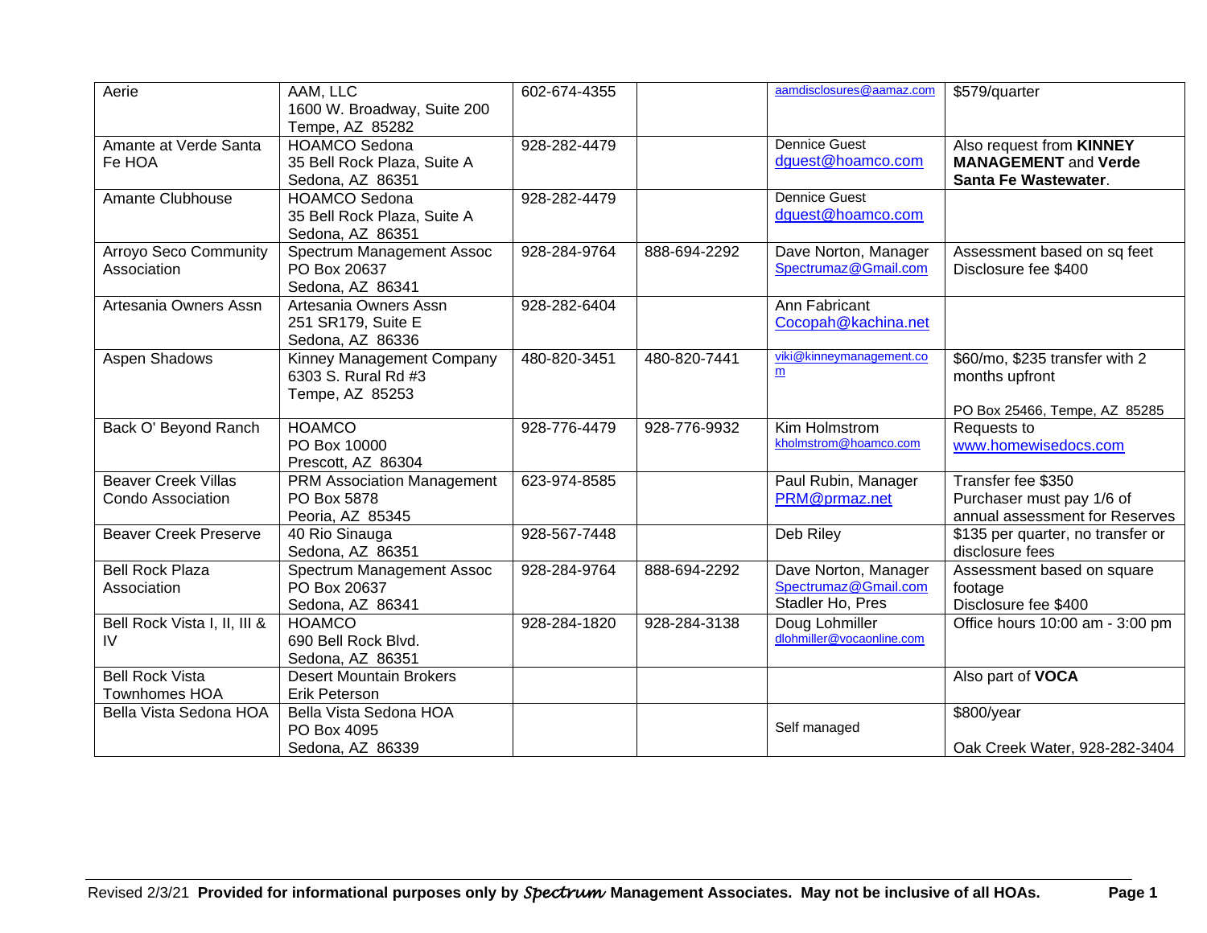| | | | | | |
|---|---|---|---|---|---|
| Aerie | AAM, LLC<br>1600 W. Broadway, Suite 200<br>Tempe, AZ 85282 | 602-674-4355 | | aamdisclosures@aamaz.com | $579/quarter |
| Amante at Verde Santa Fe HOA | HOAMCO Sedona<br>35 Bell Rock Plaza, Suite A<br>Sedona, AZ 86351 | 928-282-4479 | | Dennice Guest<br>dguest@hoamco.com | Also request from **KINNEY MANAGEMENT** and **Verde Santa Fe Wastewater**. |
| Amante Clubhouse | HOAMCO Sedona<br>35 Bell Rock Plaza, Suite A<br>Sedona, AZ 86351 | 928-282-4479 | | Dennice Guest<br>dguest@hoamco.com | |
| Arroyo Seco Community Association | Spectrum Management Assoc<br>PO Box 20637<br>Sedona, AZ 86341 | 928-284-9764 | 888-694-2292 | Dave Norton, Manager<br>Spectrumaz@Gmail.com | Assessment based on sq feet<br>Disclosure fee $400 |
| Artesania Owners Assn | Artesania Owners Assn<br>251 SR179, Suite E<br>Sedona, AZ 86336 | 928-282-6404 | | Ann Fabricant<br>Cocopah@kachina.net | |
| Aspen Shadows | Kinney Management Company<br>6303 S. Rural Rd #3<br>Tempe, AZ 85253 | 480-820-3451 | 480-820-7441 | viki@kinneymanagement.com | $60/mo, $235 transfer with 2 months upfront<br><br>PO Box 25466, Tempe, AZ 85285 |
| Back O' Beyond Ranch | HOAMCO<br>PO Box 10000<br>Prescott, AZ 86304 | 928-776-4479 | 928-776-9932 | Kim Holmstrom<br>kholmstrom@hoamco.com | Requests to<br>www.homewisedocs.com |
| Beaver Creek Villas Condo Association | PRM Association Management<br>PO Box 5878<br>Peoria, AZ 85345 | 623-974-8585 | | Paul Rubin, Manager<br>PRM@prmaz.net | Transfer fee $350<br>Purchaser must pay 1/6 of annual assessment for Reserves |
| Beaver Creek Preserve | 40 Rio Sinauga<br>Sedona, AZ 86351 | 928-567-7448 | | Deb Riley | $135 per quarter, no transfer or disclosure fees |
| Bell Rock Plaza Association | Spectrum Management Assoc<br>PO Box 20637<br>Sedona, AZ 86341 | 928-284-9764 | 888-694-2292 | Dave Norton, Manager<br>Spectrumaz@Gmail.com<br>Stadler Ho, Pres | Assessment based on square footage<br>Disclosure fee $400 |
| Bell Rock Vista I, II, III & IV | HOAMCO<br>690 Bell Rock Blvd.<br>Sedona, AZ 86351 | 928-284-1820 | 928-284-3138 | Doug Lohmiller<br>dlohmiller@vocaonline.com | Office hours 10:00 am - 3:00 pm |
| Bell Rock Vista Townhomes HOA | Desert Mountain Brokers<br>Erik Peterson | | | | Also part of **VOCA** |
| Bella Vista Sedona HOA | Bella Vista Sedona HOA<br>PO Box 4095<br>Sedona, AZ 86339 | | | Self managed | $800/year<br><br>Oak Creek Water, 928-282-3404 |

Revised 2/3/21 **Provided for informational purposes only by *Spectrum* Management Associates. May not be inclusive of all HOAs.**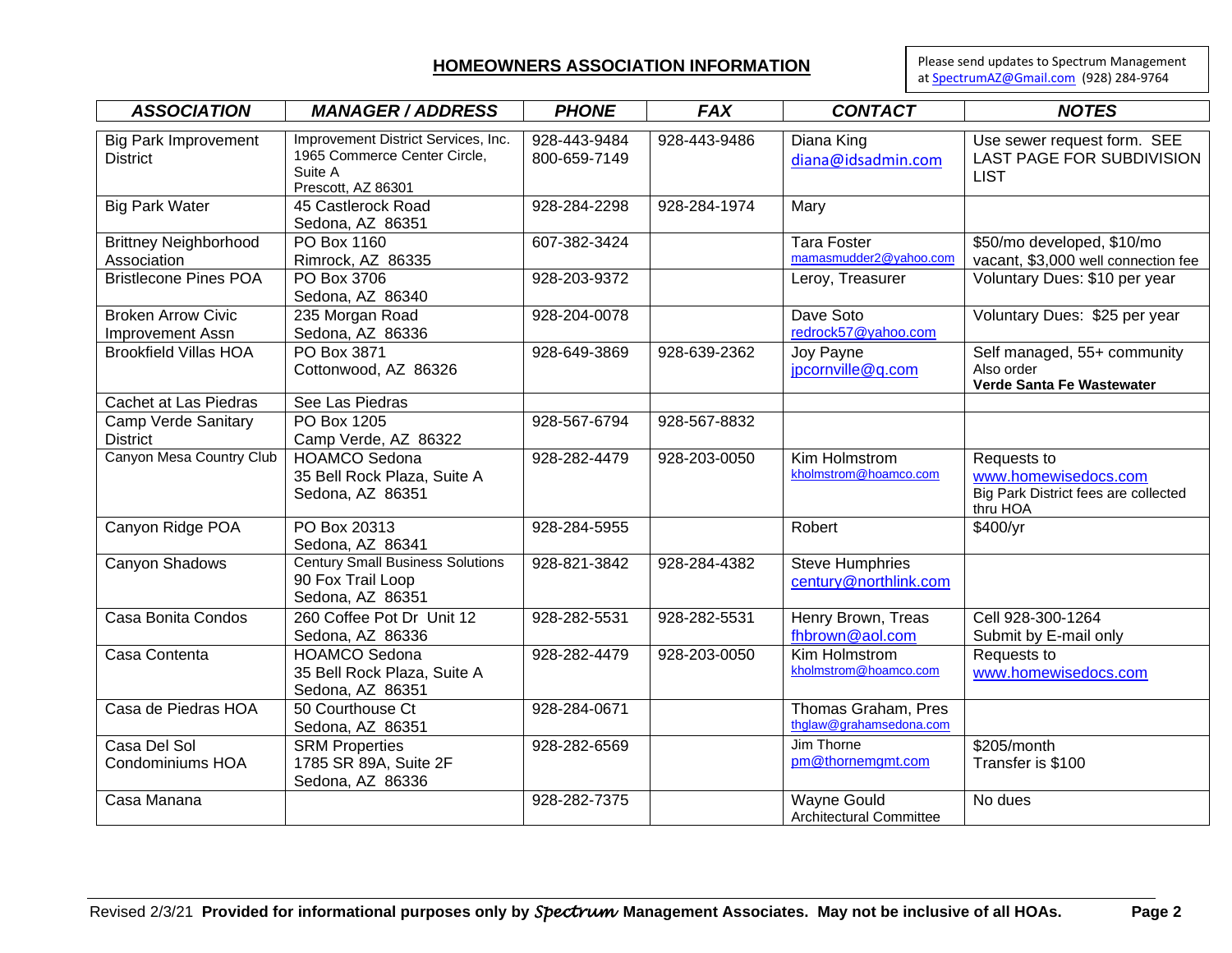# HOMEOWNERS ASSOCIATION INFORMATION

Please send updates to Spectrum Management at SpectrumAZ@Gmail.com (928) 284-9764

| ASSOCIATION | MANAGER / ADDRESS | PHONE | FAX | CONTACT | NOTES |
|---|---|---|---|---|---|
| Big Park Improvement District | Improvement District Services, Inc. 1965 Commerce Center Circle, Suite A Prescott, AZ 86301 | 928-443-9484 800-659-7149 | 928-443-9486 | Diana King diana@idsadmin.com | Use sewer request form. SEE LAST PAGE FOR SUBDIVISION LIST |
| Big Park Water | 45 Castlerock Road Sedona, AZ 86351 | 928-284-2298 | 928-284-1974 | Mary | |
| Brittney Neighborhood Association | PO Box 1160 Rimrock, AZ 86335 | 607-382-3424 | | Tara Foster mamasmudder2@yahoo.com | $50/mo developed, $10/mo vacant, $3,000 well connection fee |
| Bristlecone Pines POA | PO Box 3706 Sedona, AZ 86340 | 928-203-9372 | | Leroy, Treasurer | Voluntary Dues: $10 per year |
| Broken Arrow Civic Improvement Assn | 235 Morgan Road Sedona, AZ 86336 | 928-204-0078 | | Dave Soto redrock57@yahoo.com | Voluntary Dues: $25 per year |
| Brookfield Villas HOA | PO Box 3871 Cottonwood, AZ 86326 | 928-649-3869 | 928-639-2362 | Joy Payne jpcornville@q.com | Self managed, 55+ community Also order **Verde Santa Fe Wastewater** |
| Cachet at Las Piedras | See Las Piedras | | | | |
| Camp Verde Sanitary District | PO Box 1205 Camp Verde, AZ 86322 | 928-567-6794 | 928-567-8832 | | |
| Canyon Mesa Country Club | HOAMCO Sedona 35 Bell Rock Plaza, Suite A Sedona, AZ 86351 | 928-282-4479 | 928-203-0050 | Kim Holmstrom kholmstrom@hoamco.com | Requests to www.homewisedocs.com Big Park District fees are collected thru HOA |
| Canyon Ridge POA | PO Box 20313 Sedona, AZ 86341 | 928-284-5955 | | Robert | $400/yr |
| Canyon Shadows | Century Small Business Solutions 90 Fox Trail Loop Sedona, AZ 86351 | 928-821-3842 | 928-284-4382 | Steve Humphries century@northlink.com | |
| Casa Bonita Condos | 260 Coffee Pot Dr Unit 12 Sedona, AZ 86336 | 928-282-5531 | 928-282-5531 | Henry Brown, Treas fhbrown@aol.com | Cell 928-300-1264 Submit by E-mail only |
| Casa Contenta | HOAMCO Sedona 35 Bell Rock Plaza, Suite A Sedona, AZ 86351 | 928-282-4479 | 928-203-0050 | Kim Holmstrom kholmstrom@hoamco.com | Requests to www.homewisedocs.com |
| Casa de Piedras HOA | 50 Courthouse Ct Sedona, AZ 86351 | 928-284-0671 | | Thomas Graham, Pres thglaw@grahamsedona.com | |
| Casa Del Sol Condominiums HOA | SRM Properties 1785 SR 89A, Suite 2F Sedona, AZ 86336 | 928-282-6569 | | Jim Thorne pm@thornemgmt.com | $205/month Transfer is $100 |
| Casa Manana | | 928-282-7375 | | Wayne Gould Architectural Committee | No dues |

Revised 2/3/21 **Provided for informational purposes only by *Spectrum* Management Associates. May not be inclusive of all HOAs.**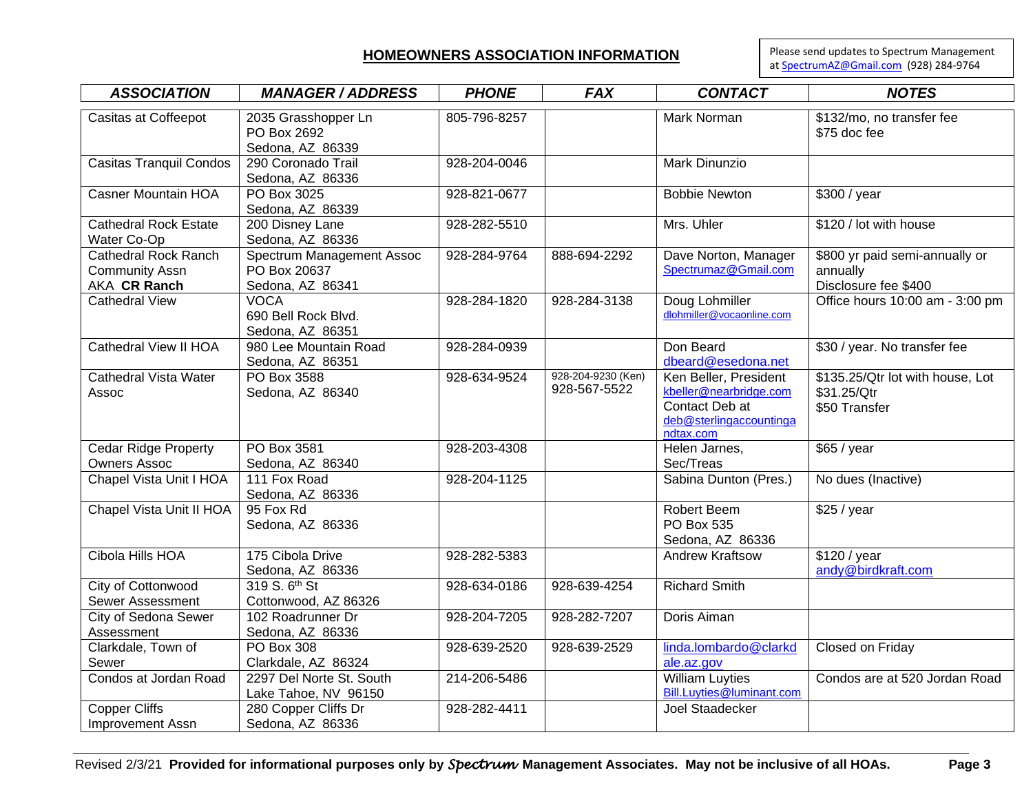## HOMEOWNERS ASSOCIATION INFORMATION

Please send updates to Spectrum Management at SpectrumAZ@Gmail.com (928) 284-9764

| *ASSOCIATION* | *MANAGER / ADDRESS* | *PHONE* | *FAX* | *CONTACT* | *NOTES* |
|---|---|---|---|---|---|
| Casitas at Coffeepot | 2035 Grasshopper Ln<br>PO Box 2692<br>Sedona, AZ 86339 | 805-796-8257 | | Mark Norman | $132/mo, no transfer fee<br>$75 doc fee |
| Casitas Tranquil Condos | 290 Coronado Trail<br>Sedona, AZ 86336 | 928-204-0046 | | Mark Dinunzio | |
| Casner Mountain HOA | PO Box 3025<br>Sedona, AZ 86339 | 928-821-0677 | | Bobbie Newton | $300 / year |
| Cathedral Rock Estate Water Co-Op | 200 Disney Lane<br>Sedona, AZ 86336 | 928-282-5510 | | Mrs. Uhler | $120 / lot with house |
| Cathedral Rock Ranch Community Assn AKA **CR Ranch** | Spectrum Management Assoc<br>PO Box 20637<br>Sedona, AZ 86341 | 928-284-9764 | 888-694-2292 | Dave Norton, Manager<br>Spectrumaz@Gmail.com | $800 yr paid semi-annually or annually<br>Disclosure fee $400 |
| Cathedral View | VOCA<br>690 Bell Rock Blvd.<br>Sedona, AZ 86351 | 928-284-1820 | 928-284-3138 | Doug Lohmiller<br>dlohmiller@vocaonline.com | Office hours 10:00 am - 3:00 pm |
| Cathedral View II HOA | 980 Lee Mountain Road<br>Sedona, AZ 86351 | 928-284-0939 | | Don Beard<br>dbeard@esedona.net | $30 / year. No transfer fee |
| Cathedral Vista Water Assoc | PO Box 3588<br>Sedona, AZ 86340 | 928-634-9524 | 928-204-9230 (Ken)<br>928-567-5522 | Ken Beller, President<br>kbeller@nearbridge.com<br>Contact Deb at<br>deb@sterlingaccountingandtax.com | $135.25/Qtr lot with house, Lot $31.25/Qtr<br>$50 Transfer |
| Cedar Ridge Property Owners Assoc | PO Box 3581<br>Sedona, AZ 86340 | 928-203-4308 | | Helen Jarnes, Sec/Treas | $65 / year |
| Chapel Vista Unit I HOA | 111 Fox Road<br>Sedona, AZ 86336 | 928-204-1125 | | Sabina Dunton (Pres.) | No dues (Inactive) |
| Chapel Vista Unit II HOA | 95 Fox Rd<br>Sedona, AZ 86336 | | | Robert Beem<br>PO Box 535<br>Sedona, AZ 86336 | $25 / year |
| Cibola Hills HOA | 175 Cibola Drive<br>Sedona, AZ 86336 | 928-282-5383 | | Andrew Kraftsow | $120 / year<br>andy@birdkraft.com |
| City of Cottonwood Sewer Assessment | 319 S. 6th St<br>Cottonwood, AZ 86326 | 928-634-0186 | 928-639-4254 | Richard Smith | |
| City of Sedona Sewer Assessment | 102 Roadrunner Dr<br>Sedona, AZ 86336 | 928-204-7205 | 928-282-7207 | Doris Aiman | |
| Clarkdale, Town of Sewer | PO Box 308<br>Clarkdale, AZ 86324 | 928-639-2520 | 928-639-2529 | linda.lombardo@clarkdale.az.gov | Closed on Friday |
| Condos at Jordan Road | 2297 Del Norte St. South<br>Lake Tahoe, NV 96150 | 214-206-5486 | | William Luyties<br>Bill.Luyties@luminant.com | Condos are at 520 Jordan Road |
| Copper Cliffs Improvement Assn | 280 Copper Cliffs Dr<br>Sedona, AZ 86336 | 928-282-4411 | | Joel Staadecker | |

Revised 2/3/21 **Provided for informational purposes only by *Spectrum* Management Associates. May not be inclusive of all HOAs.**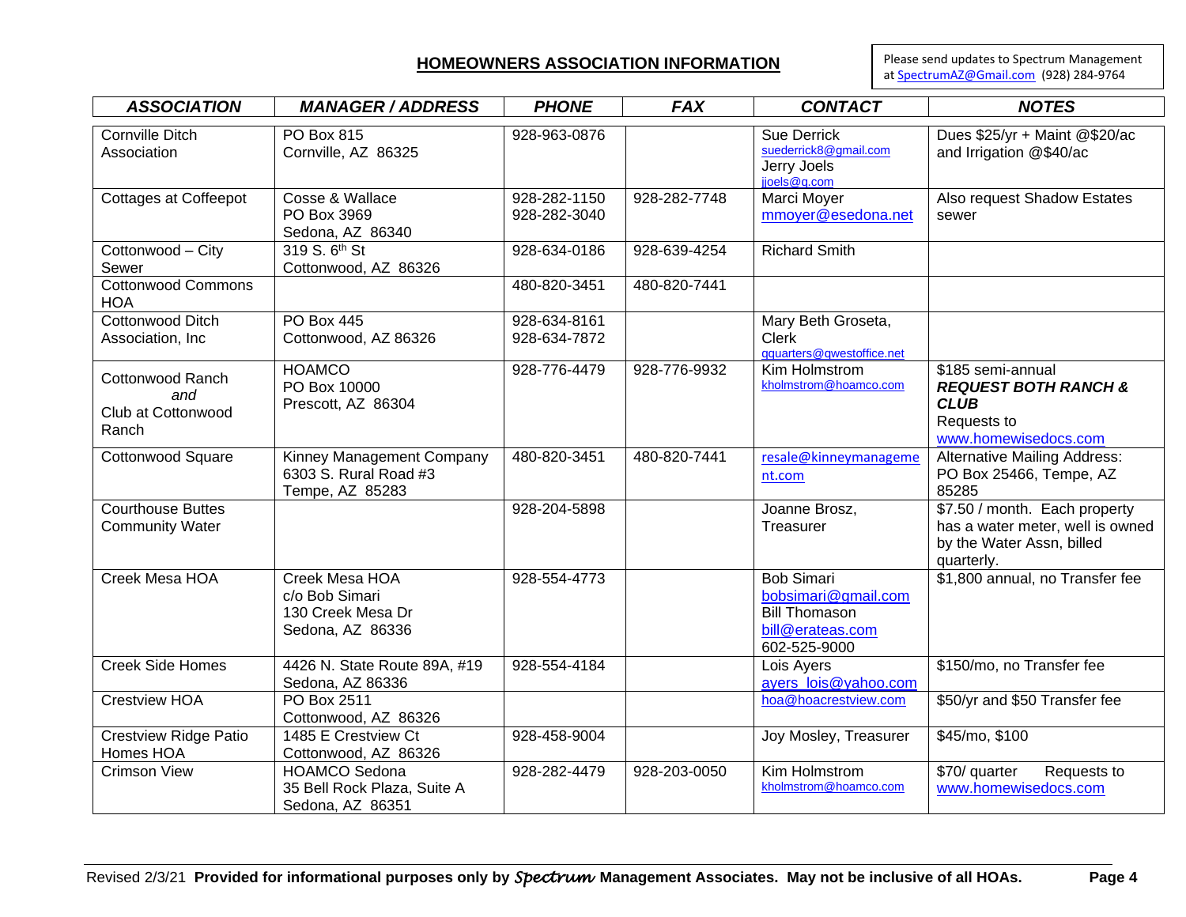## HOMEOWNERS ASSOCIATION INFORMATION

Please send updates to Spectrum Management at SpectrumAZ@Gmail.com (928) 284-9764

| *ASSOCIATION* | *MANAGER / ADDRESS* | *PHONE* | *FAX* | *CONTACT* | *NOTES* |
|---|---|---|---|---|---|
| Cornville Ditch Association | PO Box 815<br>Cornville, AZ 86325 | 928-963-0876 | | Sue Derrick<br>suederrick8@gmail.com<br>Jerry Joels<br>jjoels@q.com | Dues $25/yr + Maint @$20/ac and Irrigation @$40/ac |
| Cottages at Coffeepot | Cosse & Wallace<br>PO Box 3969<br>Sedona, AZ 86340 | 928-282-1150<br>928-282-3040 | 928-282-7748 | Marci Moyer<br>mmoyer@esedona.net | Also request Shadow Estates sewer |
| Cottonwood – City Sewer | 319 S. 6th St<br>Cottonwood, AZ 86326 | 928-634-0186 | 928-639-4254 | Richard Smith | |
| Cottonwood Commons HOA | | 480-820-3451 | 480-820-7441 | | |
| Cottonwood Ditch Association, Inc | PO Box 445<br>Cottonwood, AZ 86326 | 928-634-8161<br>928-634-7872 | | Mary Beth Groseta, Clerk<br>gquarters@qwestoffice.net | |
| Cottonwood Ranch *and* Club at Cottonwood Ranch | HOAMCO<br>PO Box 10000<br>Prescott, AZ 86304 | 928-776-4479 | 928-776-9932 | Kim Holmstrom<br>kholmstrom@hoamco.com | $185 semi-annual<br>***REQUEST BOTH RANCH & CLUB***<br>Requests to www.homewisedocs.com |
| Cottonwood Square | Kinney Management Company<br>6303 S. Rural Road #3<br>Tempe, AZ 85283 | 480-820-3451 | 480-820-7441 | resale@kinneymanagement.com | Alternative Mailing Address: PO Box 25466, Tempe, AZ 85285 |
| Courthouse Buttes Community Water | | 928-204-5898 | | Joanne Brosz, Treasurer | $7.50 / month. Each property has a water meter, well is owned by the Water Assn, billed quarterly. |
| Creek Mesa HOA | Creek Mesa HOA<br>c/o Bob Simari<br>130 Creek Mesa Dr<br>Sedona, AZ 86336 | 928-554-4773 | | Bob Simari<br>bobsimari@gmail.com<br>Bill Thomason<br>bill@erateas.com<br>602-525-9000 | $1,800 annual, no Transfer fee |
| Creek Side Homes | 4426 N. State Route 89A, #19<br>Sedona, AZ 86336 | 928-554-4184 | | Lois Ayers<br>ayers_lois@yahoo.com | $150/mo, no Transfer fee |
| Crestview HOA | PO Box 2511<br>Cottonwood, AZ 86326 | | | hoa@hoacrestview.com | $50/yr and $50 Transfer fee |
| Crestview Ridge Patio Homes HOA | 1485 E Crestview Ct<br>Cottonwood, AZ 86326 | 928-458-9004 | | Joy Mosley, Treasurer | $45/mo, $100 |
| Crimson View | HOAMCO Sedona<br>35 Bell Rock Plaza, Suite A<br>Sedona, AZ 86351 | 928-282-4479 | 928-203-0050 | Kim Holmstrom<br>kholmstrom@hoamco.com | $70/ quarter Requests to www.homewisedocs.com |

Revised 2/3/21 **Provided for informational purposes only by *Spectrum* Management Associates. May not be inclusive of all HOAs.**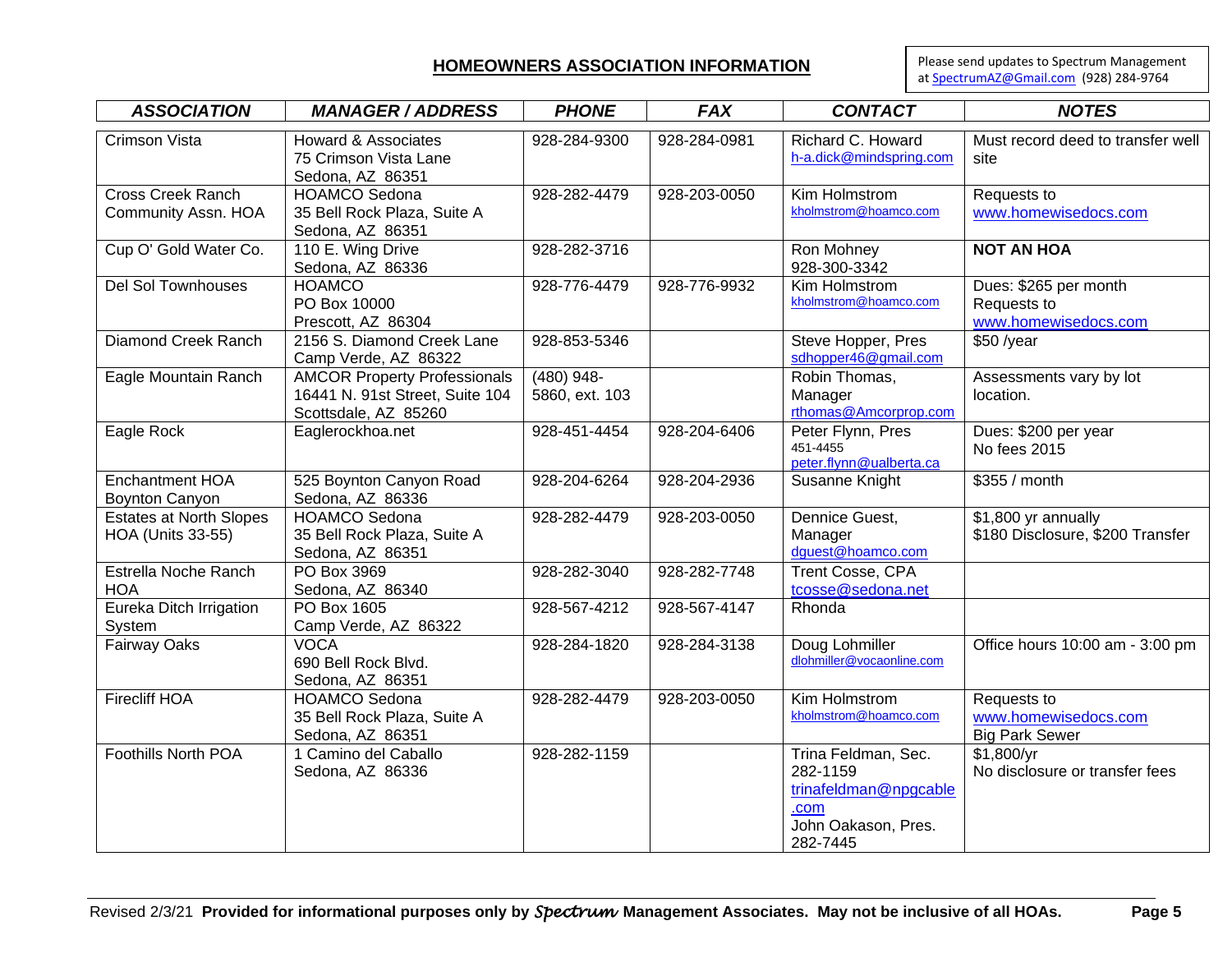## HOMEOWNERS ASSOCIATION INFORMATION

Please send updates to Spectrum Management at SpectrumAZ@Gmail.com (928) 284-9764

| ASSOCIATION | MANAGER / ADDRESS | PHONE | FAX | CONTACT | NOTES |
|---|---|---|---|---|---|
| Crimson Vista | Howard & Associates<br>75 Crimson Vista Lane<br>Sedona, AZ 86351 | 928-284-9300 | 928-284-0981 | Richard C. Howard<br>h-a.dick@mindspring.com | Must record deed to transfer well site |
| Cross Creek Ranch Community Assn. HOA | HOAMCO Sedona<br>35 Bell Rock Plaza, Suite A<br>Sedona, AZ 86351 | 928-282-4479 | 928-203-0050 | Kim Holmstrom<br>kholmstrom@hoamco.com | Requests to www.homewisedocs.com |
| Cup O' Gold Water Co. | 110 E. Wing Drive<br>Sedona, AZ 86336 | 928-282-3716 | | Ron Mohney<br>928-300-3342 | **NOT AN HOA** |
| Del Sol Townhouses | HOAMCO<br>PO Box 10000<br>Prescott, AZ 86304 | 928-776-4479 | 928-776-9932 | Kim Holmstrom<br>kholmstrom@hoamco.com | Dues: $265 per month<br>Requests to www.homewisedocs.com |
| Diamond Creek Ranch | 2156 S. Diamond Creek Lane<br>Camp Verde, AZ 86322 | 928-853-5346 | | Steve Hopper, Pres<br>sdhopper46@gmail.com | $50 /year |
| Eagle Mountain Ranch | AMCOR Property Professionals<br>16441 N. 91st Street, Suite 104<br>Scottsdale, AZ 85260 | (480) 948-5860, ext. 103 | | Robin Thomas, Manager<br>rthomas@Amcorprop.com | Assessments vary by lot location. |
| Eagle Rock | Eaglerockhoa.net | 928-451-4454 | 928-204-6406 | Peter Flynn, Pres<br>451-4455<br>peter.flynn@ualberta.ca | Dues: $200 per year<br>No fees 2015 |
| Enchantment HOA Boynton Canyon | 525 Boynton Canyon Road<br>Sedona, AZ 86336 | 928-204-6264 | 928-204-2936 | Susanne Knight | $355 / month |
| Estates at North Slopes HOA (Units 33-55) | HOAMCO Sedona<br>35 Bell Rock Plaza, Suite A<br>Sedona, AZ 86351 | 928-282-4479 | 928-203-0050 | Dennice Guest, Manager<br>dguest@hoamco.com | $1,800 yr annually<br>$180 Disclosure, $200 Transfer |
| Estrella Noche Ranch HOA | PO Box 3969<br>Sedona, AZ 86340 | 928-282-3040 | 928-282-7748 | Trent Cosse, CPA<br>tcosse@sedona.net | |
| Eureka Ditch Irrigation System | PO Box 1605<br>Camp Verde, AZ 86322 | 928-567-4212 | 928-567-4147 | Rhonda | |
| Fairway Oaks | VOCA<br>690 Bell Rock Blvd.<br>Sedona, AZ 86351 | 928-284-1820 | 928-284-3138 | Doug Lohmiller<br>dlohmiller@vocaonline.com | Office hours 10:00 am - 3:00 pm |
| Firecliff HOA | HOAMCO Sedona<br>35 Bell Rock Plaza, Suite A<br>Sedona, AZ 86351 | 928-282-4479 | 928-203-0050 | Kim Holmstrom<br>kholmstrom@hoamco.com | Requests to www.homewisedocs.com<br>Big Park Sewer |
| Foothills North POA | 1 Camino del Caballo<br>Sedona, AZ 86336 | 928-282-1159 | | Trina Feldman, Sec.<br>282-1159<br>trinafeldman@npgcable.com<br>John Oakason, Pres.<br>282-7445 | $1,800/yr<br>No disclosure or transfer fees |

Revised 2/3/21 **Provided for informational purposes only by *Spectrum* Management Associates. May not be inclusive of all HOAs.**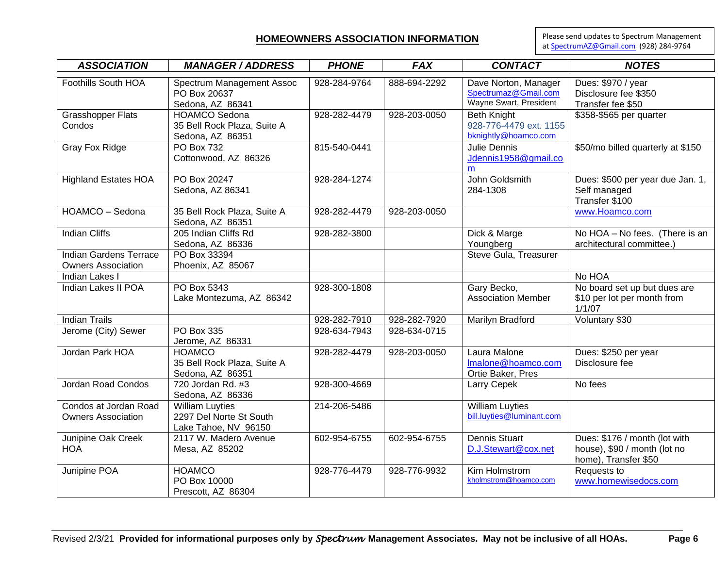## HOMEOWNERS ASSOCIATION INFORMATION

Please send updates to Spectrum Management at SpectrumAZ@Gmail.com (928) 284-9764

| ASSOCIATION | MANAGER / ADDRESS | PHONE | FAX | CONTACT | NOTES |
|---|---|---|---|---|---|
| Foothills South HOA | Spectrum Management Assoc PO Box 20637 Sedona, AZ 86341 | 928-284-9764 | 888-694-2292 | Dave Norton, Manager Spectrumaz@Gmail.com Wayne Swart, President | Dues: $970 / year Disclosure fee $350 Transfer fee $50 |
| Grasshopper Flats Condos | HOAMCO Sedona 35 Bell Rock Plaza, Suite A Sedona, AZ 86351 | 928-282-4479 | 928-203-0050 | Beth Knight 928-776-4479 ext. 1155 bknightly@hoamco.com | $358-$565 per quarter |
| Gray Fox Ridge | PO Box 732 Cottonwood, AZ 86326 | 815-540-0441 | | Julie Dennis Jdennis1958@gmail.com | $50/mo billed quarterly at $150 |
| Highland Estates HOA | PO Box 20247 Sedona, AZ 86341 | 928-284-1274 | | John Goldsmith 284-1308 | Dues: $500 per year due Jan. 1, Self managed Transfer $100 |
| HOAMCO – Sedona | 35 Bell Rock Plaza, Suite A Sedona, AZ 86351 | 928-282-4479 | 928-203-0050 | | www.Hoamco.com |
| Indian Cliffs | 205 Indian Cliffs Rd Sedona, AZ 86336 | 928-282-3800 | | Dick & Marge Youngberg | No HOA – No fees. (There is an architectural committee.) |
| Indian Gardens Terrace Owners Association | PO Box 33394 Phoenix, AZ 85067 | | | Steve Gula, Treasurer | |
| Indian Lakes I | | | | | No HOA |
| Indian Lakes II POA | PO Box 5343 Lake Montezuma, AZ 86342 | 928-300-1808 | | Gary Becko, Association Member | No board set up but dues are $10 per lot per month from 1/1/07 |
| Indian Trails | | 928-282-7910 | 928-282-7920 | Marilyn Bradford | Voluntary $30 |
| Jerome (City) Sewer | PO Box 335 Jerome, AZ 86331 | 928-634-7943 | 928-634-0715 | | |
| Jordan Park HOA | HOAMCO 35 Bell Rock Plaza, Suite A Sedona, AZ 86351 | 928-282-4479 | 928-203-0050 | Laura Malone lmalone@hoamco.com Ortie Baker, Pres | Dues: $250 per year Disclosure fee |
| Jordan Road Condos | 720 Jordan Rd. #3 Sedona, AZ 86336 | 928-300-4669 | | Larry Cepek | No fees |
| Condos at Jordan Road Owners Association | William Luyties 2297 Del Norte St South Lake Tahoe, NV 96150 | 214-206-5486 | | William Luyties bill.luyties@luminant.com | |
| Junipine Oak Creek HOA | 2117 W. Madero Avenue Mesa, AZ 85202 | 602-954-6755 | 602-954-6755 | Dennis Stuart D.J.Stewart@cox.net | Dues: $176 / month (lot with house), $90 / month (lot no home), Transfer $50 |
| Junipine POA | HOAMCO PO Box 10000 Prescott, AZ 86304 | 928-776-4479 | 928-776-9932 | Kim Holmstrom kholmstrom@hoamco.com | Requests to www.homewisedocs.com |

Revised 2/3/21 **Provided for informational purposes only by *Spectrum* Management Associates. May not be inclusive of all HOAs.**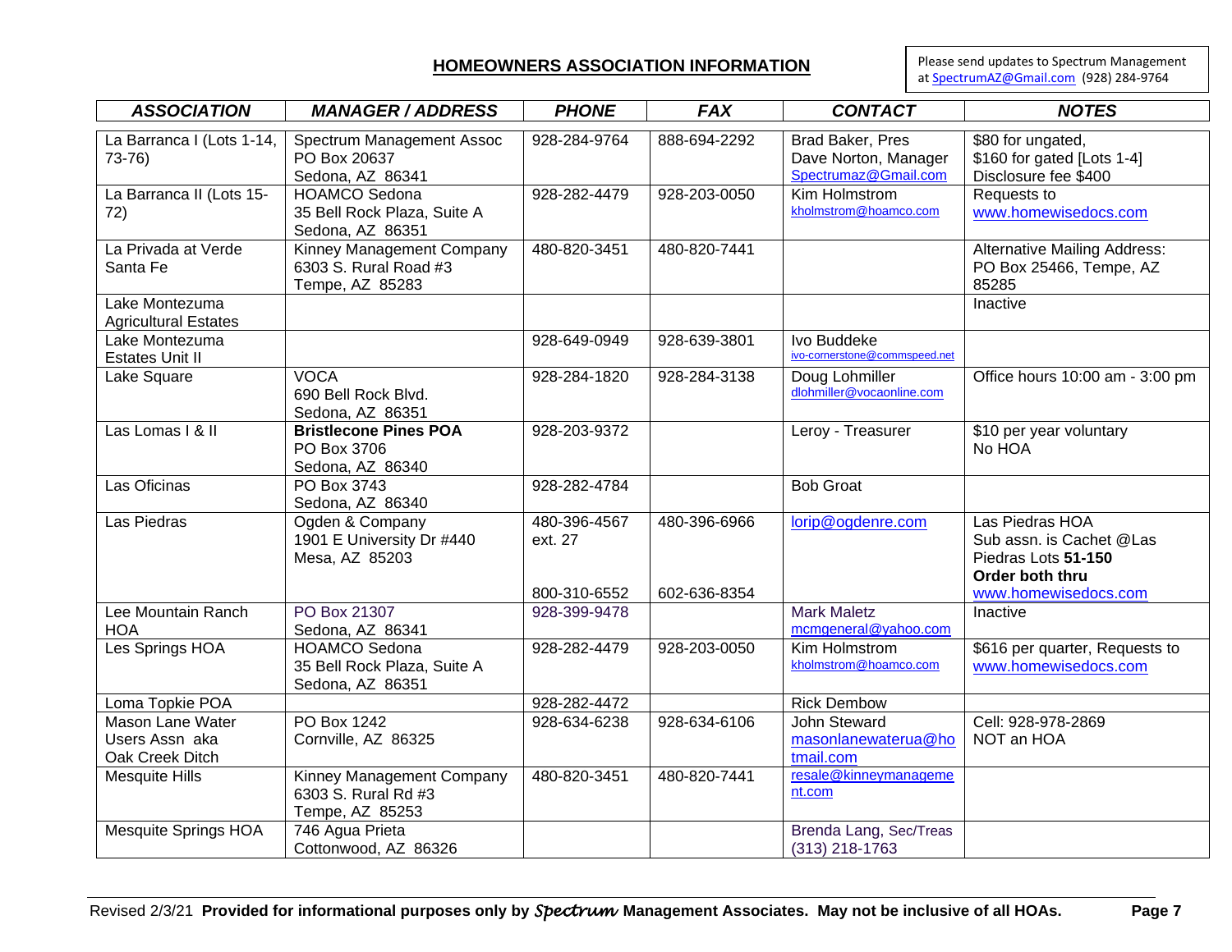## HOMEOWNERS ASSOCIATION INFORMATION

Please send updates to Spectrum Management at SpectrumAZ@Gmail.com (928) 284-9764

| ASSOCIATION | MANAGER / ADDRESS | PHONE | FAX | CONTACT | NOTES |
|---|---|---|---|---|---|
| La Barranca I (Lots 1-14, 73-76) | Spectrum Management Assoc<br>PO Box 20637<br>Sedona, AZ 86341 | 928-284-9764 | 888-694-2292 | Brad Baker, Pres<br>Dave Norton, Manager<br>Spectrumaz@Gmail.com | $80 for ungated,<br>$160 for gated [Lots 1-4]<br>Disclosure fee $400 |
| La Barranca II (Lots 15-72) | HOAMCO Sedona<br>35 Bell Rock Plaza, Suite A<br>Sedona, AZ 86351 | 928-282-4479 | 928-203-0050 | Kim Holmstrom<br>kholmstrom@hoamco.com | Requests to<br>www.homewisedocs.com |
| La Privada at Verde Santa Fe | Kinney Management Company<br>6303 S. Rural Road #3<br>Tempe, AZ 85283 | 480-820-3451 | 480-820-7441 | | Alternative Mailing Address:<br>PO Box 25466, Tempe, AZ 85285 |
| Lake Montezuma Agricultural Estates | | | | | Inactive |
| Lake Montezuma Estates Unit II | | 928-649-0949 | 928-639-3801 | Ivo Buddeke<br>ivo-cornerstone@commspeed.net | |
| Lake Square | VOCA<br>690 Bell Rock Blvd.<br>Sedona, AZ 86351 | 928-284-1820 | 928-284-3138 | Doug Lohmiller<br>dlohmiller@vocaonline.com | Office hours 10:00 am - 3:00 pm |
| Las Lomas I & II | **Bristlecone Pines POA**<br>PO Box 3706<br>Sedona, AZ 86340 | 928-203-9372 | | Leroy - Treasurer | $10 per year voluntary<br>No HOA |
| Las Oficinas | PO Box 3743<br>Sedona, AZ 86340 | 928-282-4784 | | Bob Groat | |
| Las Piedras | Ogden & Company<br>1901 E University Dr #440<br>Mesa, AZ 85203 | 480-396-4567 ext. 27<br><br>800-310-6552 | 480-396-6966<br><br>602-636-8354 | lorip@ogdenre.com | Las Piedras HOA<br>Sub assn. is Cachet @Las Piedras Lots **51-150**<br>**Order both thru**<br>www.homewisedocs.com |
| Lee Mountain Ranch HOA | PO Box 21307<br>Sedona, AZ 86341 | 928-399-9478 | | Mark Maletz<br>mcmgeneral@yahoo.com | Inactive |
| Les Springs HOA | HOAMCO Sedona<br>35 Bell Rock Plaza, Suite A<br>Sedona, AZ 86351 | 928-282-4479 | 928-203-0050 | Kim Holmstrom<br>kholmstrom@hoamco.com | $616 per quarter, Requests to<br>www.homewisedocs.com |
| Loma Topkie POA | | 928-282-4472 | | Rick Dembow | |
| Mason Lane Water Users Assn aka Oak Creek Ditch | PO Box 1242<br>Cornville, AZ 86325 | 928-634-6238 | 928-634-6106 | John Steward<br>masonlanewaterua@hotmail.com | Cell: 928-978-2869<br>NOT an HOA |
| Mesquite Hills | Kinney Management Company<br>6303 S. Rural Rd #3<br>Tempe, AZ 85253 | 480-820-3451 | 480-820-7441 | resale@kinneymanagement.com | |
| Mesquite Springs HOA | 746 Agua Prieta<br>Cottonwood, AZ 86326 | | | Brenda Lang, Sec/Treas<br>(313) 218-1763 | |

Revised 2/3/21 **Provided for informational purposes only by *Spectrum* Management Associates. May not be inclusive of all HOAs.**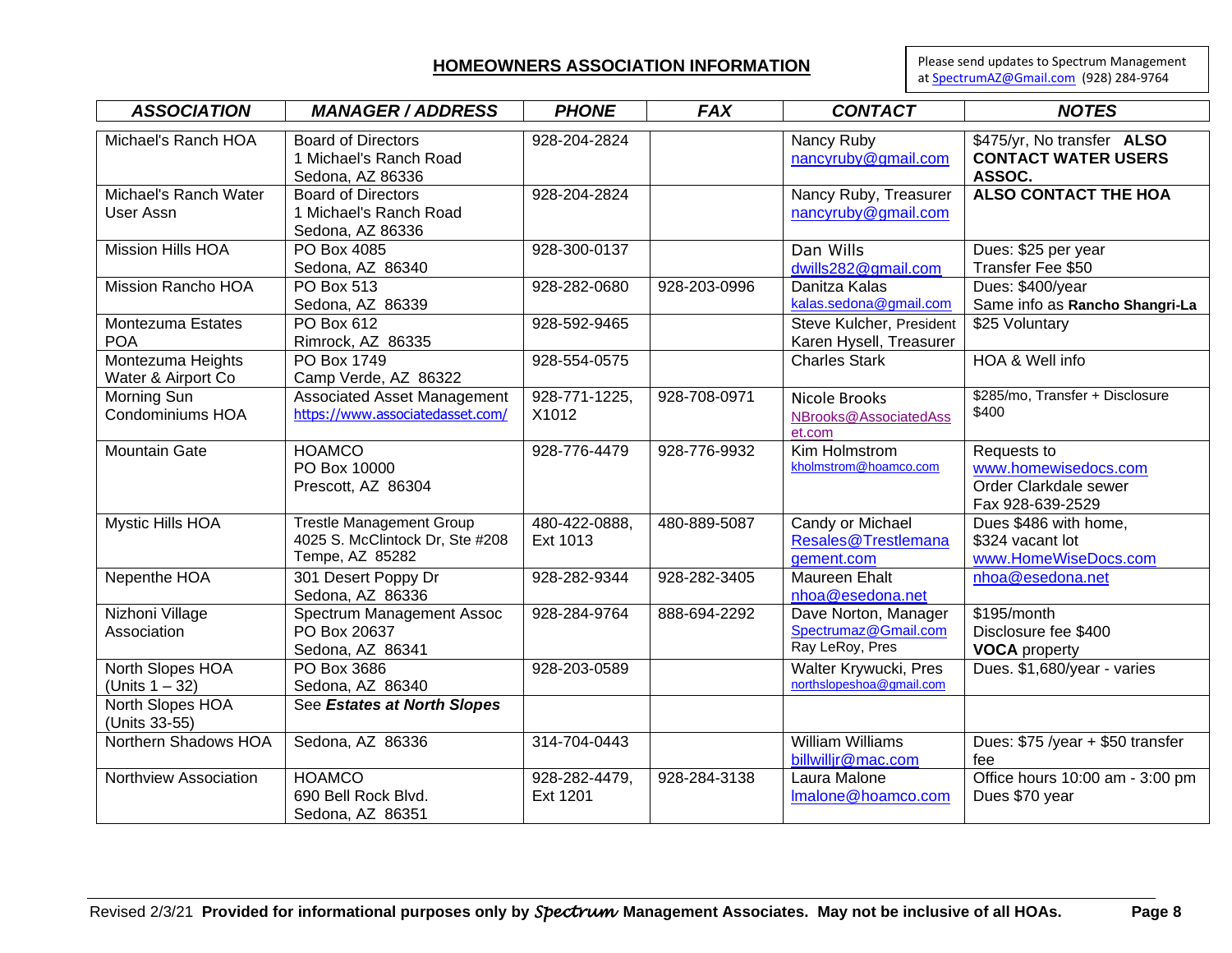## HOMEOWNERS ASSOCIATION INFORMATION

Please send updates to Spectrum Management at SpectrumAZ@Gmail.com (928) 284-9764

| ***ASSOCIATION*** | ***MANAGER / ADDRESS*** | ***PHONE*** | ***FAX*** | ***CONTACT*** | ***NOTES*** |
|---|---|---|---|---|---|
| Michael's Ranch HOA | Board of Directors<br>1 Michael's Ranch Road<br>Sedona, AZ 86336 | 928-204-2824 | | Nancy Ruby<br>nancyruby@gmail.com | $475/yr, No transfer **ALSO CONTACT WATER USERS ASSOC.** |
| Michael's Ranch Water User Assn | Board of Directors<br>1 Michael's Ranch Road<br>Sedona, AZ 86336 | 928-204-2824 | | Nancy Ruby, Treasurer<br>nancyruby@gmail.com | **ALSO CONTACT THE HOA** |
| Mission Hills HOA | PO Box 4085<br>Sedona, AZ 86340 | 928-300-0137 | | Dan Wills<br>dwills282@gmail.com | Dues: $25 per year<br>Transfer Fee $50 |
| Mission Rancho HOA | PO Box 513<br>Sedona, AZ 86339 | 928-282-0680 | 928-203-0996 | Danitza Kalas<br>kalas.sedona@gmail.com | Dues: $400/year<br>Same info as **Rancho Shangri-La** |
| Montezuma Estates POA | PO Box 612<br>Rimrock, AZ 86335 | 928-592-9465 | | Steve Kulcher, President<br>Karen Hysell, Treasurer | $25 Voluntary |
| Montezuma Heights Water & Airport Co | PO Box 1749<br>Camp Verde, AZ 86322 | 928-554-0575 | | Charles Stark | HOA & Well info |
| Morning Sun Condominiums HOA | Associated Asset Management<br>https://www.associatedasset.com/ | 928-771-1225, X1012 | 928-708-0971 | Nicole Brooks<br>NBrooks@AssociatedAsset.com | $285/mo, Transfer + Disclosure $400 |
| Mountain Gate | HOAMCO<br>PO Box 10000<br>Prescott, AZ 86304 | 928-776-4479 | 928-776-9932 | Kim Holmstrom<br>kholmstrom@hoamco.com | Requests to www.homewisedocs.com<br>Order Clarkdale sewer<br>Fax 928-639-2529 |
| Mystic Hills HOA | Trestle Management Group<br>4025 S. McClintock Dr, Ste #208<br>Tempe, AZ 85282 | 480-422-0888, Ext 1013 | 480-889-5087 | Candy or Michael<br>Resales@Trestlemanagement.com | Dues $486 with home, $324 vacant lot<br>www.HomeWiseDocs.com |
| Nepenthe HOA | 301 Desert Poppy Dr<br>Sedona, AZ 86336 | 928-282-9344 | 928-282-3405 | Maureen Ehalt<br>nhoa@esedona.net | nhoa@esedona.net |
| Nizhoni Village Association | Spectrum Management Assoc<br>PO Box 20637<br>Sedona, AZ 86341 | 928-284-9764 | 888-694-2292 | Dave Norton, Manager<br>Spectrumaz@Gmail.com<br>Ray LeRoy, Pres | $195/month<br>Disclosure fee $400<br>**VOCA** property |
| North Slopes HOA (Units 1 – 32) | PO Box 3686<br>Sedona, AZ 86340 | 928-203-0589 | | Walter Krywucki, Pres<br>northslopeshoa@gmail.com | Dues. $1,680/year - varies |
| North Slopes HOA (Units 33-55) | See ***Estates at North Slopes*** | | | | |
| Northern Shadows HOA | Sedona, AZ 86336 | 314-704-0443 | | William Williams<br>billwilljr@mac.com | Dues: $75 /year + $50 transfer fee |
| Northview Association | HOAMCO<br>690 Bell Rock Blvd.<br>Sedona, AZ 86351 | 928-282-4479, Ext 1201 | 928-284-3138 | Laura Malone<br>lmalone@hoamco.com | Office hours 10:00 am - 3:00 pm<br>Dues $70 year |

Revised 2/3/21 **Provided for informational purposes only by *Spectrum* Management Associates. May not be inclusive of all HOAs.**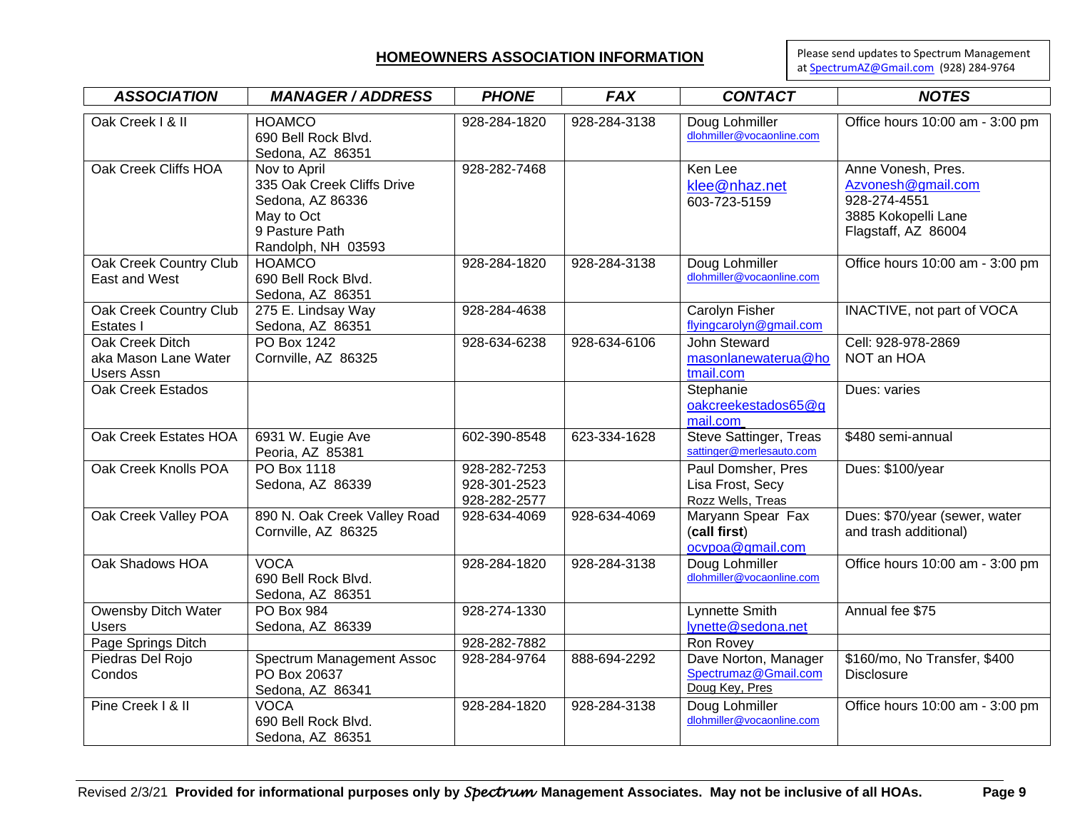## HOMEOWNERS ASSOCIATION INFORMATION

Please send updates to Spectrum Management at SpectrumAZ@Gmail.com (928) 284-9764

| ASSOCIATION | MANAGER / ADDRESS | PHONE | FAX | CONTACT | NOTES |
|---|---|---|---|---|---|
| Oak Creek I & II | HOAMCO<br>690 Bell Rock Blvd.<br>Sedona, AZ 86351 | 928-284-1820 | 928-284-3138 | Doug Lohmiller<br>dlohmiller@vocaonline.com | Office hours 10:00 am - 3:00 pm |
| Oak Creek Cliffs HOA | Nov to April<br>335 Oak Creek Cliffs Drive<br>Sedona, AZ 86336<br>May to Oct<br>9 Pasture Path<br>Randolph, NH 03593 | 928-282-7468 | | Ken Lee<br>klee@nhaz.net<br>603-723-5159 | Anne Vonesh, Pres.<br>Azvonesh@gmail.com<br>928-274-4551<br>3885 Kokopelli Lane<br>Flagstaff, AZ 86004 |
| Oak Creek Country Club East and West | HOAMCO<br>690 Bell Rock Blvd.<br>Sedona, AZ 86351 | 928-284-1820 | 928-284-3138 | Doug Lohmiller<br>dlohmiller@vocaonline.com | Office hours 10:00 am - 3:00 pm |
| Oak Creek Country Club Estates I | 275 E. Lindsay Way<br>Sedona, AZ 86351 | 928-284-4638 | | Carolyn Fisher<br>flyingcarolyn@gmail.com | INACTIVE, not part of VOCA |
| Oak Creek Ditch aka Mason Lane Water Users Assn | PO Box 1242<br>Cornville, AZ 86325 | 928-634-6238 | 928-634-6106 | John Steward<br>masonlanewaterua@hotmail.com | Cell: 928-978-2869<br>NOT an HOA |
| Oak Creek Estados | | | | Stephanie<br>oakcreekestados65@gmail.com | Dues: varies |
| Oak Creek Estates HOA | 6931 W. Eugie Ave<br>Peoria, AZ 85381 | 602-390-8548 | 623-334-1628 | Steve Sattinger, Treas<br>sattinger@merlesauto.com | $480 semi-annual |
| Oak Creek Knolls POA | PO Box 1118<br>Sedona, AZ 86339 | 928-282-7253<br>928-301-2523<br>928-282-2577 | | Paul Domsher, Pres<br>Lisa Frost, Secy<br>Rozz Wells, Treas | Dues: $100/year |
| Oak Creek Valley POA | 890 N. Oak Creek Valley Road<br>Cornville, AZ 86325 | 928-634-4069 | 928-634-4069 | Maryann Spear Fax (**call first**)<br>ocvpoa@gmail.com | Dues: $70/year (sewer, water and trash additional) |
| Oak Shadows HOA | VOCA<br>690 Bell Rock Blvd.<br>Sedona, AZ 86351 | 928-284-1820 | 928-284-3138 | Doug Lohmiller<br>dlohmiller@vocaonline.com | Office hours 10:00 am - 3:00 pm |
| Owensby Ditch Water Users | PO Box 984<br>Sedona, AZ 86339 | 928-274-1330 | | Lynnette Smith<br>lynette@sedona.net | Annual fee $75 |
| Page Springs Ditch | | 928-282-7882 | | Ron Rovey | |
| Piedras Del Rojo Condos | Spectrum Management Assoc<br>PO Box 20637<br>Sedona, AZ 86341 | 928-284-9764 | 888-694-2292 | Dave Norton, Manager<br>Spectrumaz@Gmail.com<br>Doug Key, Pres | $160/mo, No Transfer, $400 Disclosure |
| Pine Creek I & II | VOCA<br>690 Bell Rock Blvd.<br>Sedona, AZ 86351 | 928-284-1820 | 928-284-3138 | Doug Lohmiller<br>dlohmiller@vocaonline.com | Office hours 10:00 am - 3:00 pm |

Revised 2/3/21 **Provided for informational purposes only by *Spectrum* Management Associates. May not be inclusive of all HOAs.**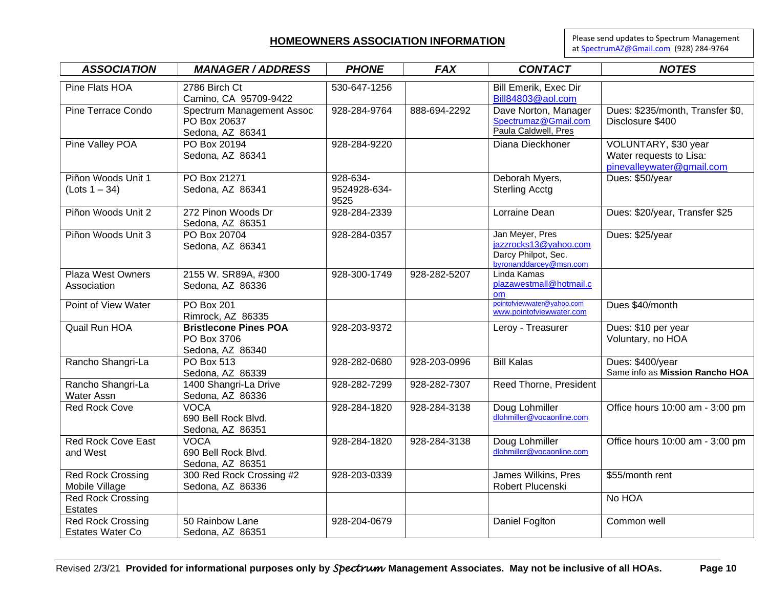## HOMEOWNERS ASSOCIATION INFORMATION

Please send updates to Spectrum Management at SpectrumAZ@Gmail.com (928) 284-9764

| ASSOCIATION | MANAGER / ADDRESS | PHONE | FAX | CONTACT | NOTES |
|---|---|---|---|---|---|
| Pine Flats HOA | 2786 Birch Ct<br>Camino, CA 95709-9422 | 530-647-1256 | | Bill Emerik, Exec Dir<br>Bill84803@aol.com | |
| Pine Terrace Condo | Spectrum Management Assoc<br>PO Box 20637<br>Sedona, AZ 86341 | 928-284-9764 | 888-694-2292 | Dave Norton, Manager<br>Spectrumaz@Gmail.com<br>Paula Caldwell, Pres | Dues: $235/month, Transfer $0, Disclosure $400 |
| Pine Valley POA | PO Box 20194<br>Sedona, AZ 86341 | 928-284-9220 | | Diana Dieckhoner | VOLUNTARY, $30 year<br>Water requests to Lisa: pinevalleywater@gmail.com |
| Piñon Woods Unit 1 (Lots 1 – 34) | PO Box 21271<br>Sedona, AZ 86341 | 928-634-9524928-634-9525 | | Deborah Myers, Sterling Acctg | Dues: $50/year |
| Piñon Woods Unit 2 | 272 Pinon Woods Dr<br>Sedona, AZ 86351 | 928-284-2339 | | Lorraine Dean | Dues: $20/year, Transfer $25 |
| Piñon Woods Unit 3 | PO Box 20704<br>Sedona, AZ 86341 | 928-284-0357 | | Jan Meyer, Pres<br>jazzrocks13@yahoo.com<br>Darcy Philpot, Sec.<br>byronanddarcey@msn.com | Dues: $25/year |
| Plaza West Owners Association | 2155 W. SR89A, #300<br>Sedona, AZ 86336 | 928-300-1749 | 928-282-5207 | Linda Kamas<br>plazawestmall@hotmail.com | |
| Point of View Water | PO Box 201<br>Rimrock, AZ 86335 | | | pointofviewwater@yahoo.com<br>www.pointofviewwater.com | Dues $40/month |
| Quail Run HOA | **Bristlecone Pines POA**<br>PO Box 3706<br>Sedona, AZ 86340 | 928-203-9372 | | Leroy - Treasurer | Dues: $10 per year<br>Voluntary, no HOA |
| Rancho Shangri-La | PO Box 513<br>Sedona, AZ 86339 | 928-282-0680 | 928-203-0996 | Bill Kalas | Dues: $400/year<br>Same info as **Mission Rancho HOA** |
| Rancho Shangri-La Water Assn | 1400 Shangri-La Drive<br>Sedona, AZ 86336 | 928-282-7299 | 928-282-7307 | Reed Thorne, President | |
| Red Rock Cove | VOCA<br>690 Bell Rock Blvd.<br>Sedona, AZ 86351 | 928-284-1820 | 928-284-3138 | Doug Lohmiller<br>dlohmiller@vocaonline.com | Office hours 10:00 am - 3:00 pm |
| Red Rock Cove East and West | VOCA<br>690 Bell Rock Blvd.<br>Sedona, AZ 86351 | 928-284-1820 | 928-284-3138 | Doug Lohmiller<br>dlohmiller@vocaonline.com | Office hours 10:00 am - 3:00 pm |
| Red Rock Crossing Mobile Village | 300 Red Rock Crossing #2<br>Sedona, AZ 86336 | 928-203-0339 | | James Wilkins, Pres<br>Robert Plucenski | $55/month rent |
| Red Rock Crossing Estates | | | | | No HOA |
| Red Rock Crossing Estates Water Co | 50 Rainbow Lane<br>Sedona, AZ 86351 | 928-204-0679 | | Daniel Foglton | Common well |

Revised 2/3/21 **Provided for informational purposes only by *Spectrum* Management Associates. May not be inclusive of all HOAs.**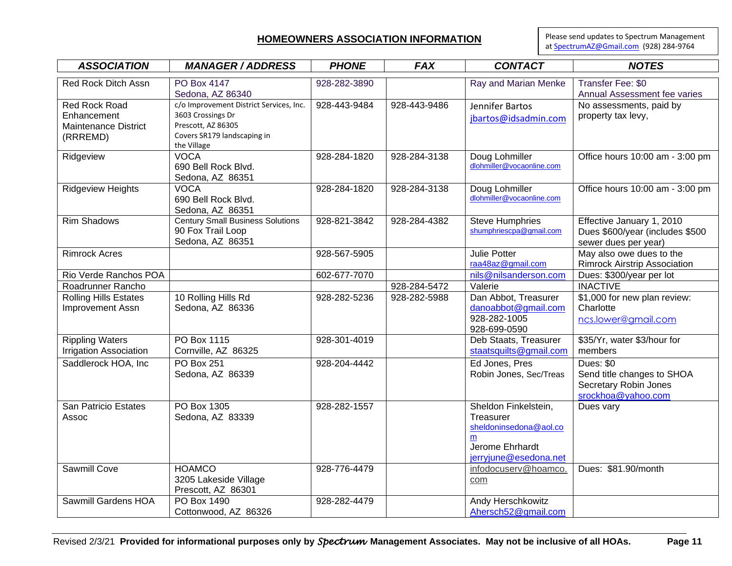## HOMEOWNERS ASSOCIATION INFORMATION

Please send updates to Spectrum Management at SpectrumAZ@Gmail.com (928) 284-9764

| ASSOCIATION | MANAGER / ADDRESS | PHONE | FAX | CONTACT | NOTES |
|---|---|---|---|---|---|
| Red Rock Ditch Assn | PO Box 4147<br>Sedona, AZ 86340 | 928-282-3890 | | Ray and Marian Menke | Transfer Fee: $0<br>Annual Assessment fee varies |
| Red Rock Road Enhancement Maintenance District (RRREMD) | c/o Improvement District Services, Inc.<br>3603 Crossings Dr<br>Prescott, AZ 86305<br>Covers SR179 landscaping in the Village | 928-443-9484 | 928-443-9486 | Jennifer Bartos<br>jbartos@idsadmin.com | No assessments, paid by property tax levy, |
| Ridgeview | VOCA<br>690 Bell Rock Blvd.<br>Sedona, AZ 86351 | 928-284-1820 | 928-284-3138 | Doug Lohmiller<br>dlohmiller@vocaonline.com | Office hours 10:00 am - 3:00 pm |
| Ridgeview Heights | VOCA<br>690 Bell Rock Blvd.<br>Sedona, AZ 86351 | 928-284-1820 | 928-284-3138 | Doug Lohmiller<br>dlohmiller@vocaonline.com | Office hours 10:00 am - 3:00 pm |
| Rim Shadows | Century Small Business Solutions<br>90 Fox Trail Loop<br>Sedona, AZ 86351 | 928-821-3842 | 928-284-4382 | Steve Humphries<br>shumphriescpa@gmail.com | Effective January 1, 2010<br>Dues $600/year (includes $500 sewer dues per year) |
| Rimrock Acres | | 928-567-5905 | | Julie Potter<br>raa48az@gmail.com | May also owe dues to the Rimrock Airstrip Association |
| Rio Verde Ranchos POA | | 602-677-7070 | | nils@nilsanderson.com | Dues: $300/year per lot |
| Roadrunner Rancho | | | 928-284-5472 | Valerie | INACTIVE |
| Rolling Hills Estates Improvement Assn | 10 Rolling Hills Rd<br>Sedona, AZ 86336 | 928-282-5236 | 928-282-5988 | Dan Abbot, Treasurer<br>danoabbot@gmail.com<br>928-282-1005<br>928-699-0590 | $1,000 for new plan review: Charlotte<br>ncs.lower@gmail.com |
| Rippling Waters Irrigation Association | PO Box 1115<br>Cornville, AZ 86325 | 928-301-4019 | | Deb Staats, Treasurer<br>staatsquilts@gmail.com | $35/Yr, water $3/hour for members |
| Saddlerock HOA, Inc | PO Box 251<br>Sedona, AZ 86339 | 928-204-4442 | | Ed Jones, Pres<br>Robin Jones, Sec/Treas | Dues: $0<br>Send title changes to SHOA Secretary Robin Jones<br>srockhoa@yahoo.com |
| San Patricio Estates Assoc | PO Box 1305<br>Sedona, AZ 83339 | 928-282-1557 | | Sheldon Finkelstein, Treasurer<br>sheldoninsedona@aol.com<br>Jerome Ehrhardt<br>jerryjune@esedona.net | Dues vary |
| Sawmill Cove | HOAMCO<br>3205 Lakeside Village<br>Prescott, AZ 86301 | 928-776-4479 | | infodocuserv@hoamco.com | Dues: $81.90/month |
| Sawmill Gardens HOA | PO Box 1490<br>Cottonwood, AZ 86326 | 928-282-4479 | | Andy Herschkowitz<br>Ahersch52@gmail.com | |

Revised 2/3/21 **Provided for informational purposes only by *Spectrum* Management Associates. May not be inclusive of all HOAs.**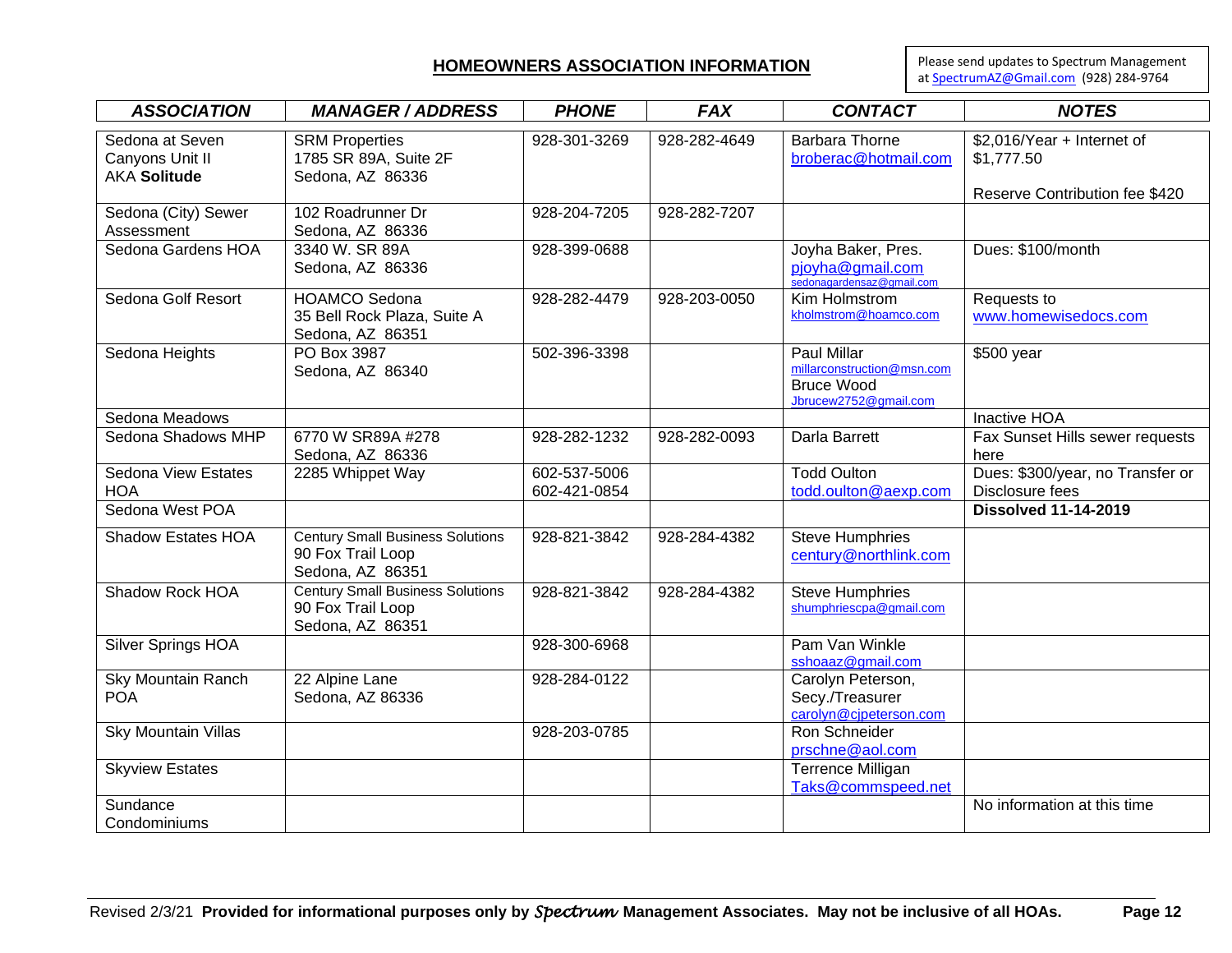## HOMEOWNERS ASSOCIATION INFORMATION

Please send updates to Spectrum Management at SpectrumAZ@Gmail.com (928) 284-9764

| ASSOCIATION | MANAGER / ADDRESS | PHONE | FAX | CONTACT | NOTES |
|---|---|---|---|---|---|
| Sedona at Seven Canyons Unit II AKA **Solitude** | SRM Properties 1785 SR 89A, Suite 2F Sedona, AZ 86336 | 928-301-3269 | 928-282-4649 | Barbara Thorne broberac@hotmail.com | $2,016/Year + Internet of $1,777.50<br><br>Reserve Contribution fee $420 |
| Sedona (City) Sewer Assessment | 102 Roadrunner Dr Sedona, AZ 86336 | 928-204-7205 | 928-282-7207 | | |
| Sedona Gardens HOA | 3340 W. SR 89A Sedona, AZ 86336 | 928-399-0688 | | Joyha Baker, Pres. pjoyha@gmail.com sedonagardensaz@gmail.com | Dues: $100/month |
| Sedona Golf Resort | HOAMCO Sedona 35 Bell Rock Plaza, Suite A Sedona, AZ 86351 | 928-282-4479 | 928-203-0050 | Kim Holmstrom kholmstrom@hoamco.com | Requests to www.homewisedocs.com |
| Sedona Heights | PO Box 3987 Sedona, AZ 86340 | 502-396-3398 | | Paul Millar millarconstruction@msn.com Bruce Wood Jbrucew2752@gmail.com | $500 year |
| Sedona Meadows | | | | | Inactive HOA |
| Sedona Shadows MHP | 6770 W SR89A #278 Sedona, AZ 86336 | 928-282-1232 | 928-282-0093 | Darla Barrett | Fax Sunset Hills sewer requests here |
| Sedona View Estates HOA | 2285 Whippet Way | 602-537-5006 602-421-0854 | | Todd Oulton todd.oulton@aexp.com | Dues: $300/year, no Transfer or Disclosure fees |
| Sedona West POA | | | | | **Dissolved 11-14-2019** |
| Shadow Estates HOA | Century Small Business Solutions 90 Fox Trail Loop Sedona, AZ 86351 | 928-821-3842 | 928-284-4382 | Steve Humphries century@northlink.com | |
| Shadow Rock HOA | Century Small Business Solutions 90 Fox Trail Loop Sedona, AZ 86351 | 928-821-3842 | 928-284-4382 | Steve Humphries shumphriescpa@gmail.com | |
| Silver Springs HOA | | 928-300-6968 | | Pam Van Winkle sshoaaz@gmail.com | |
| Sky Mountain Ranch POA | 22 Alpine Lane Sedona, AZ 86336 | 928-284-0122 | | Carolyn Peterson, Secy./Treasurer carolyn@cjpeterson.com | |
| Sky Mountain Villas | | 928-203-0785 | | Ron Schneider prschne@aol.com | |
| Skyview Estates | | | | Terrence Milligan Taks@commspeed.net | |
| Sundance Condominiums | | | | | No information at this time |

Revised 2/3/21 **Provided for informational purposes only by *Spectrum* Management Associates. May not be inclusive of all HOAs.**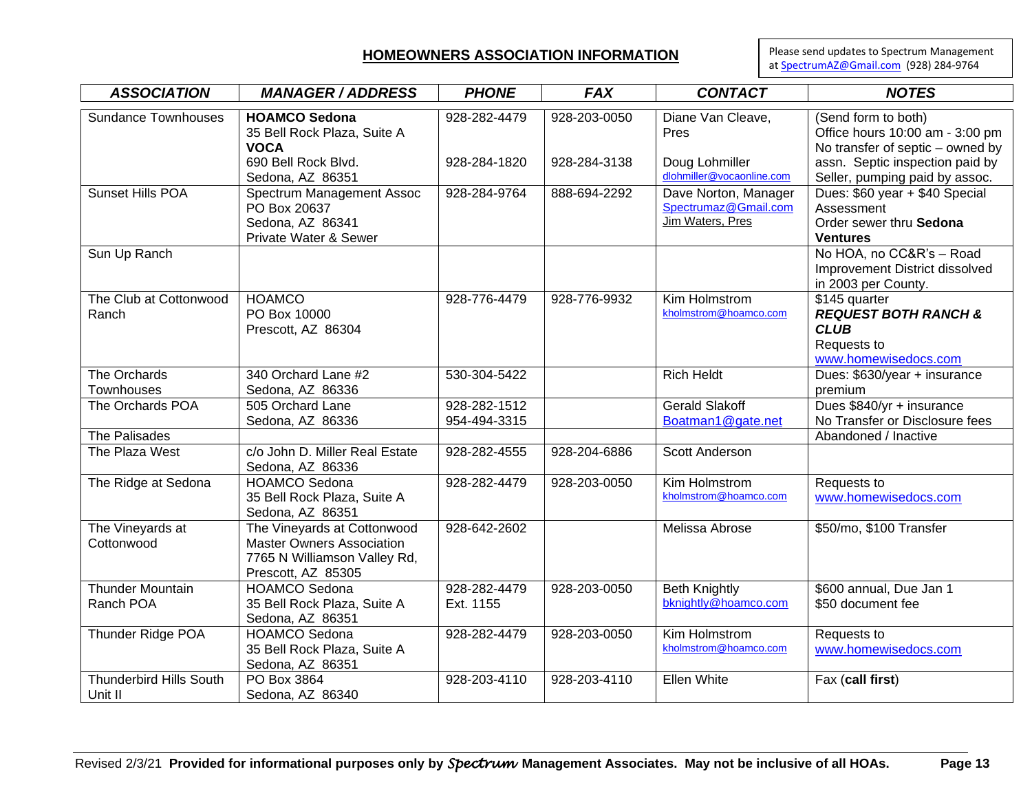## HOMEOWNERS ASSOCIATION INFORMATION

Please send updates to Spectrum Management at SpectrumAZ@Gmail.com (928) 284-9764

| ***ASSOCIATION*** | ***MANAGER / ADDRESS*** | ***PHONE*** | ***FAX*** | ***CONTACT*** | ***NOTES*** |
|---|---|---|---|---|---|
| Sundance Townhouses | **HOAMCO Sedona**<br>35 Bell Rock Plaza, Suite A<br>**VOCA**<br>690 Bell Rock Blvd.<br>Sedona, AZ 86351 | 928-282-4479<br><br><br>928-284-1820 | 928-203-0050<br><br><br>928-284-3138 | Diane Van Cleave, Pres<br><br>Doug Lohmiller<br>dlohmiller@vocaonline.com | (Send form to both)<br>Office hours 10:00 am - 3:00 pm<br>No transfer of septic – owned by assn. Septic inspection paid by Seller, pumping paid by assoc. |
| Sunset Hills POA | Spectrum Management Assoc<br>PO Box 20637<br>Sedona, AZ 86341<br>Private Water & Sewer | 928-284-9764 | 888-694-2292 | Dave Norton, Manager<br>Spectrumaz@Gmail.com<br>Jim Waters, Pres | Dues: $60 year + $40 Special Assessment<br>Order sewer thru **Sedona Ventures** |
| Sun Up Ranch | | | | | No HOA, no CC&R's – Road Improvement District dissolved in 2003 per County. |
| The Club at Cottonwood Ranch | HOAMCO<br>PO Box 10000<br>Prescott, AZ 86304 | 928-776-4479 | 928-776-9932 | Kim Holmstrom<br>kholmstrom@hoamco.com | $145 quarter<br>***REQUEST BOTH RANCH & CLUB***<br>Requests to www.homewisedocs.com |
| The Orchards Townhouses | 340 Orchard Lane #2<br>Sedona, AZ 86336 | 530-304-5422 | | Rich Heldt | Dues: $630/year + insurance premium |
| The Orchards POA | 505 Orchard Lane<br>Sedona, AZ 86336 | 928-282-1512<br>954-494-3315 | | Gerald Slakoff<br>Boatman1@gate.net | Dues $840/yr + insurance<br>No Transfer or Disclosure fees |
| The Palisades | | | | | Abandoned / Inactive |
| The Plaza West | c/o John D. Miller Real Estate<br>Sedona, AZ 86336 | 928-282-4555 | 928-204-6886 | Scott Anderson | |
| The Ridge at Sedona | HOAMCO Sedona<br>35 Bell Rock Plaza, Suite A<br>Sedona, AZ 86351 | 928-282-4479 | 928-203-0050 | Kim Holmstrom<br>kholmstrom@hoamco.com | Requests to www.homewisedocs.com |
| The Vineyards at Cottonwood | The Vineyards at Cottonwood Master Owners Association<br>7765 N Williamson Valley Rd, Prescott, AZ 85305 | 928-642-2602 | | Melissa Abrose | $50/mo, $100 Transfer |
| Thunder Mountain Ranch POA | HOAMCO Sedona<br>35 Bell Rock Plaza, Suite A<br>Sedona, AZ 86351 | 928-282-4479<br>Ext. 1155 | 928-203-0050 | Beth Knightly<br>bknightly@hoamco.com | $600 annual, Due Jan 1<br>$50 document fee |
| Thunder Ridge POA | HOAMCO Sedona<br>35 Bell Rock Plaza, Suite A<br>Sedona, AZ 86351 | 928-282-4479 | 928-203-0050 | Kim Holmstrom<br>kholmstrom@hoamco.com | Requests to www.homewisedocs.com |
| Thunderbird Hills South Unit II | PO Box 3864<br>Sedona, AZ 86340 | 928-203-4110 | 928-203-4110 | Ellen White | Fax (**call first**) |

Revised 2/3/21 **Provided for informational purposes only by *Spectrum* Management Associates. May not be inclusive of all HOAs.**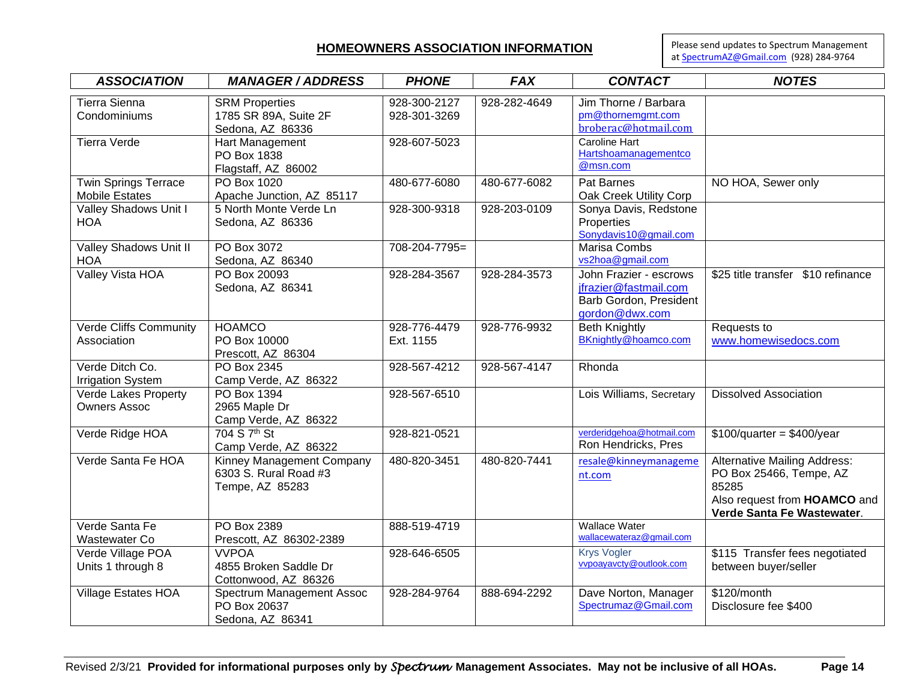## HOMEOWNERS ASSOCIATION INFORMATION

Please send updates to Spectrum Management at SpectrumAZ@Gmail.com (928) 284-9764

| ASSOCIATION | MANAGER / ADDRESS | PHONE | FAX | CONTACT | NOTES |
|---|---|---|---|---|---|
| Tierra Sienna Condominiums | SRM Properties<br>1785 SR 89A, Suite 2F<br>Sedona, AZ 86336 | 928-300-2127<br>928-301-3269 | 928-282-4649 | Jim Thorne / Barbara<br>pm@thornemgmt.com<br>broberac@hotmail.com | |
| Tierra Verde | Hart Management<br>PO Box 1838<br>Flagstaff, AZ 86002 | 928-607-5023 | | Caroline Hart<br>Hartshoamanagementco@msn.com | |
| Twin Springs Terrace Mobile Estates | PO Box 1020<br>Apache Junction, AZ 85117 | 480-677-6080 | 480-677-6082 | Pat Barnes<br>Oak Creek Utility Corp | NO HOA, Sewer only |
| Valley Shadows Unit I HOA | 5 North Monte Verde Ln<br>Sedona, AZ 86336 | 928-300-9318 | 928-203-0109 | Sonya Davis, Redstone Properties<br>Sonydavis10@gmail.com | |
| Valley Shadows Unit II HOA | PO Box 3072<br>Sedona, AZ 86340 | 708-204-7795= | | Marisa Combs<br>vs2hoa@gmail.com | |
| Valley Vista HOA | PO Box 20093<br>Sedona, AZ 86341 | 928-284-3567 | 928-284-3573 | John Frazier - escrows<br>jfrazier@fastmail.com<br>Barb Gordon, President<br>gordon@dwx.com | $25 title transfer $10 refinance |
| Verde Cliffs Community Association | HOAMCO<br>PO Box 10000<br>Prescott, AZ 86304 | 928-776-4479<br>Ext. 1155 | 928-776-9932 | Beth Knightly<br>BKnightly@hoamco.com | Requests to<br>www.homewisedocs.com |
| Verde Ditch Co. Irrigation System | PO Box 2345<br>Camp Verde, AZ 86322 | 928-567-4212 | 928-567-4147 | Rhonda | |
| Verde Lakes Property Owners Assoc | PO Box 1394<br>2965 Maple Dr<br>Camp Verde, AZ 86322 | 928-567-6510 | | Lois Williams, Secretary | Dissolved Association |
| Verde Ridge HOA | 704 S 7th St<br>Camp Verde, AZ 86322 | 928-821-0521 | | verderidgehoa@hotmail.com<br>Ron Hendricks, Pres | $100/quarter = $400/year |
| Verde Santa Fe HOA | Kinney Management Company<br>6303 S. Rural Road #3<br>Tempe, AZ 85283 | 480-820-3451 | 480-820-7441 | resale@kinneymanagement.com | Alternative Mailing Address: PO Box 25466, Tempe, AZ 85285<br>Also request from **HOAMCO** and **Verde Santa Fe Wastewater**. |
| Verde Santa Fe Wastewater Co | PO Box 2389<br>Prescott, AZ 86302-2389 | 888-519-4719 | | Wallace Water<br>wallacewateraz@gmail.com | |
| Verde Village POA Units 1 through 8 | VVPOA<br>4855 Broken Saddle Dr<br>Cottonwood, AZ 86326 | 928-646-6505 | | Krys Vogler<br>vvpoayavcty@outlook.com | $115 Transfer fees negotiated between buyer/seller |
| Village Estates HOA | Spectrum Management Assoc<br>PO Box 20637<br>Sedona, AZ 86341 | 928-284-9764 | 888-694-2292 | Dave Norton, Manager<br>Spectrumaz@Gmail.com | $120/month<br>Disclosure fee $400 |

Revised 2/3/21 **Provided for informational purposes only by *Spectrum* Management Associates. May not be inclusive of all HOAs.**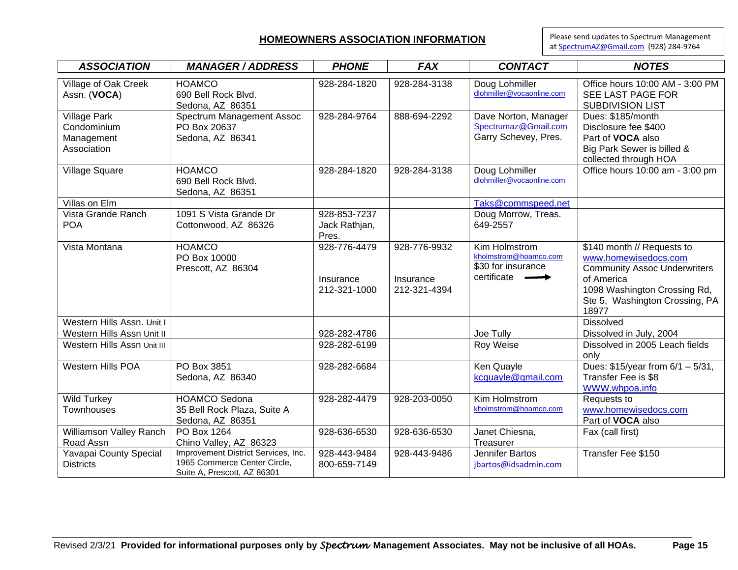## HOMEOWNERS ASSOCIATION INFORMATION

Please send updates to Spectrum Management at SpectrumAZ@Gmail.com (928) 284-9764

| *ASSOCIATION* | *MANAGER / ADDRESS* | *PHONE* | *FAX* | *CONTACT* | *NOTES* |
|---|---|---|---|---|---|
| Village of Oak Creek Assn. (**VOCA**) | HOAMCO<br>690 Bell Rock Blvd.<br>Sedona, AZ 86351 | 928-284-1820 | 928-284-3138 | Doug Lohmiller<br>dlohmiller@vocaonline.com | Office hours 10:00 AM - 3:00 PM<br>SEE LAST PAGE FOR SUBDIVISION LIST |
| Village Park Condominium Management Association | Spectrum Management Assoc<br>PO Box 20637<br>Sedona, AZ 86341 | 928-284-9764 | 888-694-2292 | Dave Norton, Manager<br>Spectrumaz@Gmail.com<br>Garry Schevey, Pres. | Dues: $185/month<br>Disclosure fee $400<br>Part of **VOCA** also<br>Big Park Sewer is billed & collected through HOA |
| Village Square | HOAMCO<br>690 Bell Rock Blvd.<br>Sedona, AZ 86351 | 928-284-1820 | 928-284-3138 | Doug Lohmiller<br>dlohmiller@vocaonline.com | Office hours 10:00 am - 3:00 pm |
| Villas on Elm | | | | Taks@commspeed.net | |
| Vista Grande Ranch POA | 1091 S Vista Grande Dr<br>Cottonwood, AZ 86326 | 928-853-7237<br>Jack Rathjan, Pres. | | Doug Morrow, Treas.<br>649-2557 | |
| Vista Montana | HOAMCO<br>PO Box 10000<br>Prescott, AZ 86304 | 928-776-4479<br><br>Insurance<br>212-321-1000 | 928-776-9932<br><br>Insurance<br>212-321-4394 | Kim Holmstrom<br>kholmstrom@hoamco.com<br>$30 for insurance certificate → | $140 month // Requests to www.homewisedocs.com<br>Community Assoc Underwriters of America<br>1098 Washington Crossing Rd, Ste 5, Washington Crossing, PA 18977 |
| Western Hills Assn. Unit I | | | | | Dissolved |
| Western Hills Assn Unit II | | 928-282-4786 | | Joe Tully | Dissolved in July, 2004 |
| Western Hills Assn Unit III | | 928-282-6199 | | Roy Weise | Dissolved in 2005 Leach fields only |
| Western Hills POA | PO Box 3851<br>Sedona, AZ 86340 | 928-282-6684 | | Ken Quayle<br>kcquayle@gmail.com | Dues: $15/year from 6/1 – 5/31, Transfer Fee is $8<br>WWW.whpoa.info |
| Wild Turkey Townhouses | HOAMCO Sedona<br>35 Bell Rock Plaza, Suite A<br>Sedona, AZ 86351 | 928-282-4479 | 928-203-0050 | Kim Holmstrom<br>kholmstrom@hoamco.com | Requests to www.homewisedocs.com<br>Part of **VOCA** also |
| Williamson Valley Ranch Road Assn | PO Box 1264<br>Chino Valley, AZ 86323 | 928-636-6530 | 928-636-6530 | Janet Chiesna, Treasurer | Fax (call first) |
| Yavapai County Special Districts | Improvement District Services, Inc.<br>1965 Commerce Center Circle, Suite A, Prescott, AZ 86301 | 928-443-9484<br>800-659-7149 | 928-443-9486 | Jennifer Bartos<br>jbartos@idsadmin.com | Transfer Fee $150 |

Revised 2/3/21 **Provided for informational purposes only by *Spectrum* Management Associates. May not be inclusive of all HOAs.**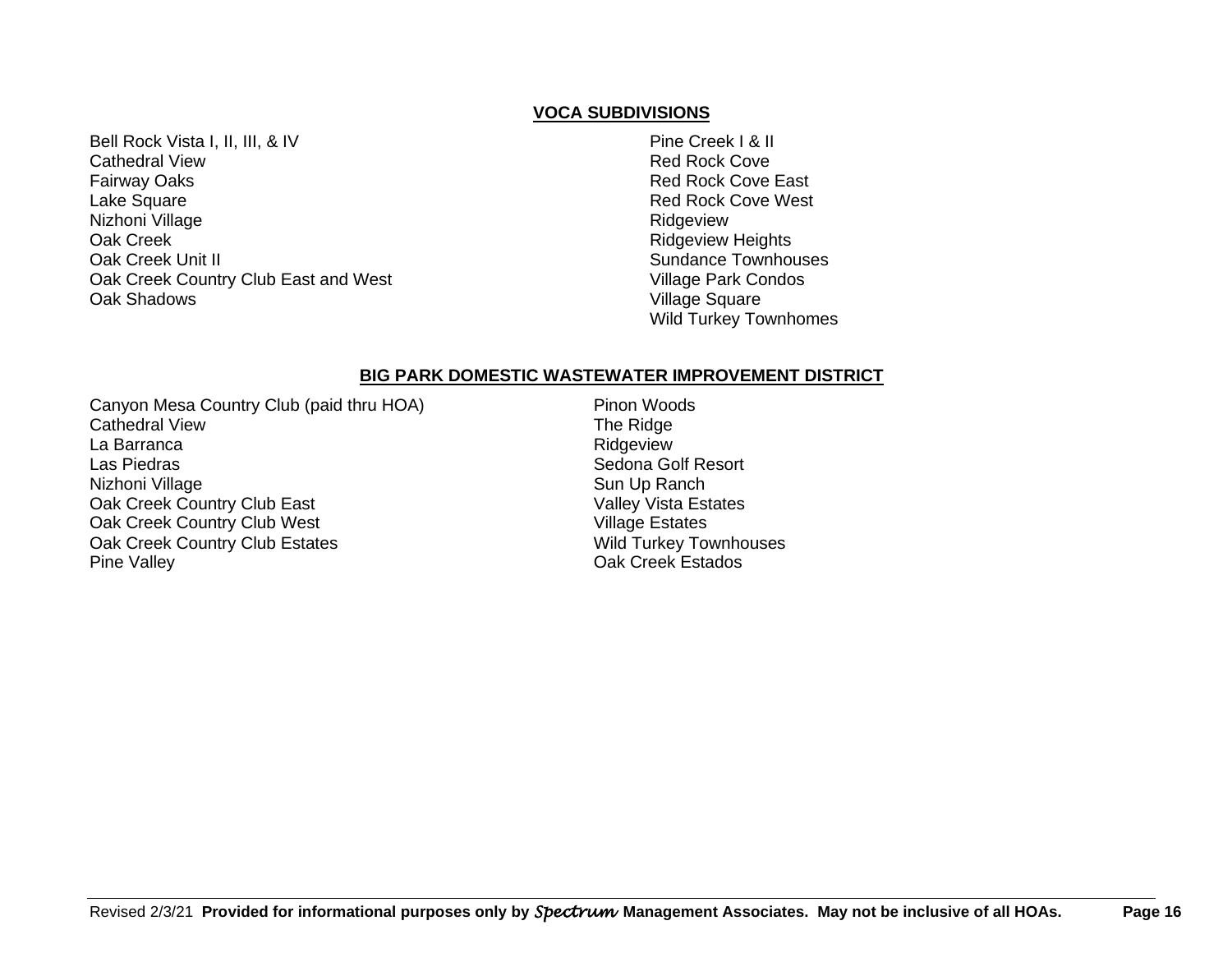## VOCA SUBDIVISIONS

Bell Rock Vista I, II, III, & IV
Cathedral View
Fairway Oaks
Lake Square
Nizhoni Village
Oak Creek
Oak Creek Unit II
Oak Creek Country Club East and West
Oak Shadows
Pine Creek I & II
Red Rock Cove
Red Rock Cove East
Red Rock Cove West
Ridgeview
Ridgeview Heights
Sundance Townhouses
Village Park Condos
Village Square
Wild Turkey Townhomes

## BIG PARK DOMESTIC WASTEWATER IMPROVEMENT DISTRICT

Canyon Mesa Country Club (paid thru HOA)
Cathedral View
La Barranca
Las Piedras
Nizhoni Village
Oak Creek Country Club East
Oak Creek Country Club West
Oak Creek Country Club Estates
Pine Valley
Pinon Woods
The Ridge
Ridgeview
Sedona Golf Resort
Sun Up Ranch
Valley Vista Estates
Village Estates
Wild Turkey Townhouses
Oak Creek Estados

Revised 2/3/21 **Provided for informational purposes only by *Spectrum* Management Associates. May not be inclusive of all HOAs.**